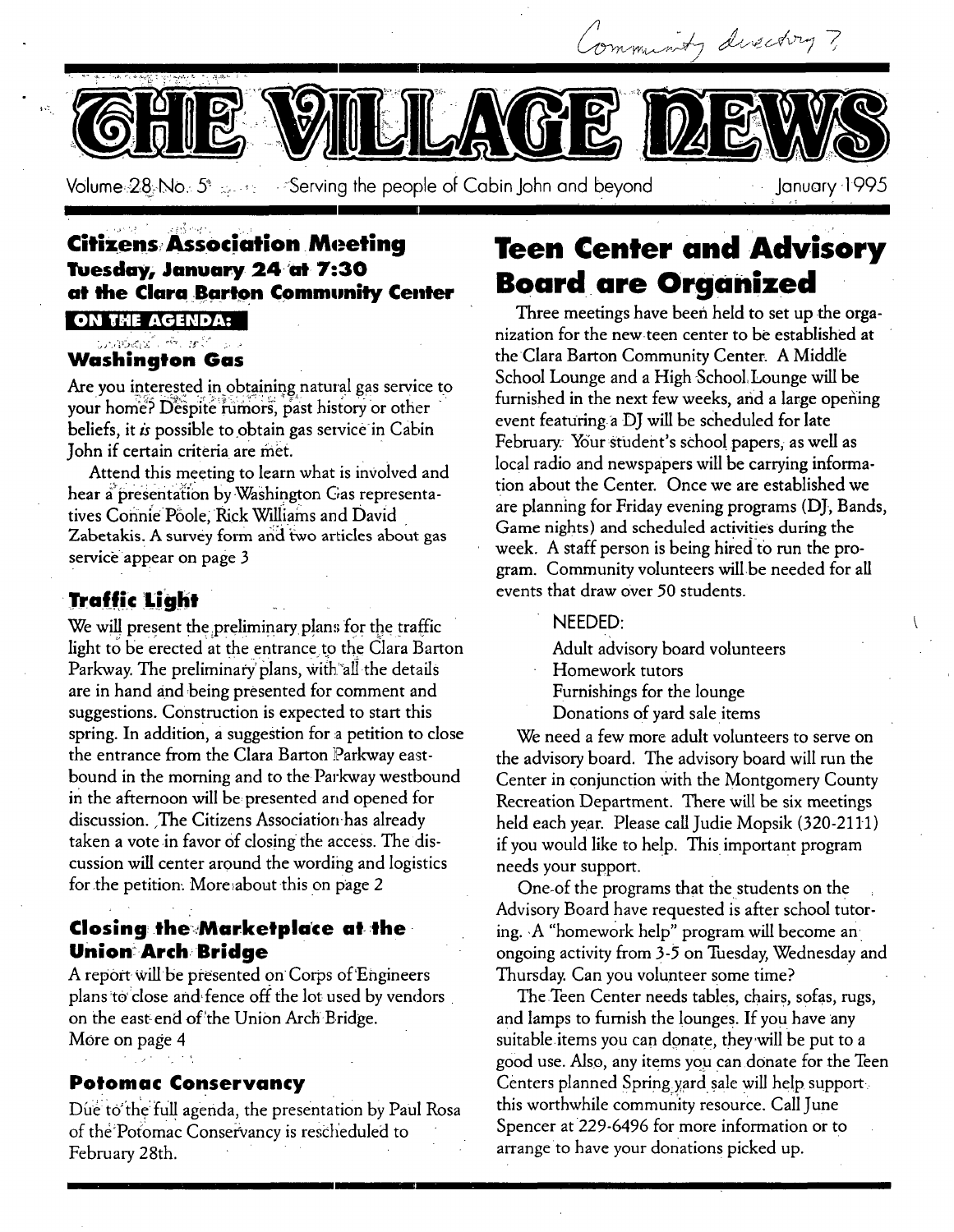Community directory ?

# THE VILLAGE NEWS

Volume 28 No. 5 Serving the people of Cabin John and beyond January 1995

## Citizens Association Meeting
### Tuesday, January 24 at 7:30 at the Clara Barton Community Center

**ON THE AGENDA:**

### Washington Gas

Are you interested in obtaining natural gas service to your home? Despite rumors, past history or other beliefs, it *is* possible to obtain gas service in Cabin John if certain criteria are met.

Attend this meeting to learn what is involved and hear a presentation by Washington Gas representatives Connie Poole, Rick Williams and David Zabetakis. A survey form and two articles about gas service appear on page 3

### Traffic Light

We will present the preliminary plans for the traffic light to be erected at the entrance to the Clara Barton Parkway. The preliminary plans, with all the details are in hand and being presented for comment and suggestions. Construction is expected to start this spring. In addition, a suggestion for a petition to close the entrance from the Clara Barton Parkway eastbound in the morning and to the Parkway westbound in the afternoon will be presented and opened for discussion. The Citizens Association has already taken a vote in favor of closing the access. The discussion will center around the wording and logistics for the petition. More about this on page 2

### Closing the Marketplace at the Union Arch Bridge

A report will be presented on Corps of Engineers plans to close and fence off the lot used by vendors on the east end of the Union Arch Bridge.
More on page 4

### Potomac Conservancy

Due to the full agenda, the presentation by Paul Rosa of the Potomac Conservancy is rescheduled to February 28th.

## Teen Center and Advisory Board are Organized

Three meetings have been held to set up the organization for the new teen center to be established at the Clara Barton Community Center. A Middle School Lounge and a High School Lounge will be furnished in the next few weeks, and a large opening event featuring a DJ will be scheduled for late February. Your student's school papers, as well as local radio and newspapers will be carrying information about the Center. Once we are established we are planning for Friday evening programs (DJ, Bands, Game nights) and scheduled activities during the week. A staff person is being hired to run the program. Community volunteers will be needed for all events that draw over 50 students.

NEEDED:

- Adult advisory board volunteers
- Homework tutors
- Furnishings for the lounge
- Donations of yard sale items

We need a few more adult volunteers to serve on the advisory board. The advisory board will run the Center in conjunction with the Montgomery County Recreation Department. There will be six meetings held each year. Please call Judie Mopsik (320-2111) if you would like to help. This important program needs your support.

One of the programs that the students on the Advisory Board have requested is after school tutoring. A "homework help" program will become an ongoing activity from 3-5 on Tuesday, Wednesday and Thursday. Can you volunteer some time?

The Teen Center needs tables, chairs, sofas, rugs, and lamps to furnish the lounges. If you have any suitable items you can donate, they will be put to a good use. Also, any items you can donate for the Teen Centers planned Spring yard sale will help support this worthwhile community resource. Call June Spencer at 229-6496 for more information or to arrange to have your donations picked up.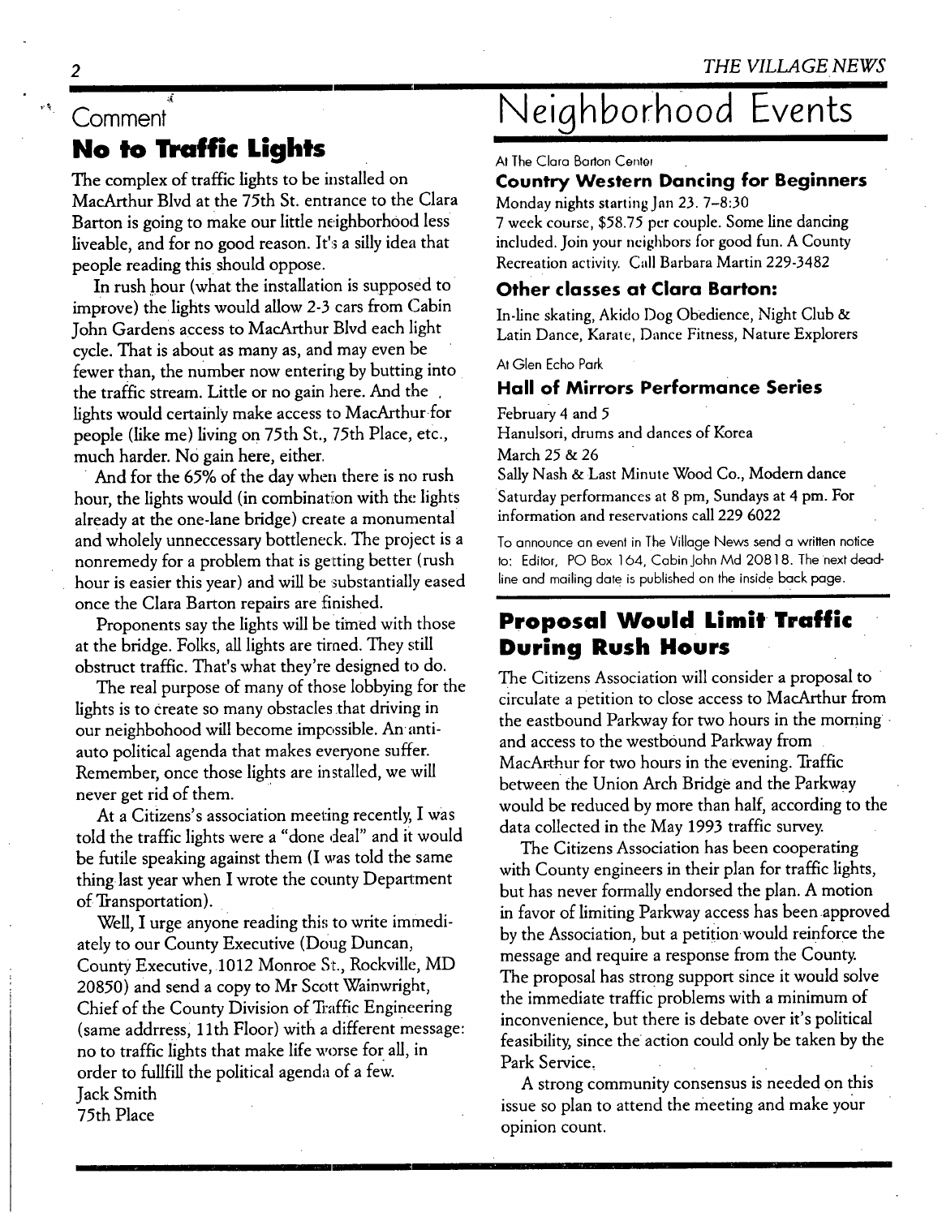Comment

## No to Traffic Lights

The complex of traffic lights to be installed on MacArthur Blvd at the 75th St. entrance to the Clara Barton is going to make our little neighborhood less liveable, and for no good reason. It's a silly idea that people reading this should oppose.

In rush hour (what the installation is supposed to improve) the lights would allow 2-3 cars from Cabin John Gardens access to MacArthur Blvd each light cycle. That is about as many as, and may even be fewer than, the number now entering by butting into the traffic stream. Little or no gain here. And the lights would certainly make access to MacArthur for people (like me) living on 75th St., 75th Place, etc., much harder. No gain here, either.

And for the 65% of the day when there is no rush hour, the lights would (in combination with the lights already at the one-lane bridge) create a monumental and wholely unneccessary bottleneck. The project is a nonremedy for a problem that is getting better (rush hour is easier this year) and will be substantially eased once the Clara Barton repairs are finished.

Proponents say the lights will be timed with those at the bridge. Folks, all lights are timed. They still obstruct traffic. That's what they're designed to do.

The real purpose of many of those lobbying for the lights is to create so many obstacles that driving in our neighbohood will become impossible. An anti-auto political agenda that makes everyone suffer. Remember, once those lights are installed, we will never get rid of them.

At a Citizens's association meeting recently, I was told the traffic lights were a "done deal" and it would be futile speaking against them (I was told the same thing last year when I wrote the county Department of Transportation).

Well, I urge anyone reading this to write immediately to our County Executive (Doug Duncan, County Executive, 1012 Monroe St., Rockville, MD 20850) and send a copy to Mr Scott Wainwright, Chief of the County Division of Traffic Engineering (same addrress, 11th Floor) with a different message: no to traffic lights that make life worse for all, in order to fullfill the political agenda of a few.

Jack Smith
75th Place

# Neighborhood Events

At The Clara Barton Center

### Country Western Dancing for Beginners

Monday nights starting Jan 23. 7–8:30
7 week course, $58.75 per couple. Some line dancing included. Join your neighbors for good fun. A County Recreation activity. Call Barbara Martin 229-3482

### Other classes at Clara Barton:

In-line skating, Akido Dog Obedience, Night Club & Latin Dance, Karate, Dance Fitness, Nature Explorers

At Glen Echo Park

### Hall of Mirrors Performance Series

February 4 and 5
Hanulsori, drums and dances of Korea
March 25 & 26
Sally Nash & Last Minute Wood Co., Modern dance
Saturday performances at 8 pm, Sundays at 4 pm. For information and reservations call 229 6022

To announce an event in The Village News send a written notice to: Editor, PO Box 164, Cabin John Md 20818. The next deadline and mailing date is published on the inside back page.

## Proposal Would Limit Traffic During Rush Hours

The Citizens Association will consider a proposal to circulate a petition to close access to MacArthur from the eastbound Parkway for two hours in the morning and access to the westbound Parkway from MacArthur for two hours in the evening. Traffic between the Union Arch Bridge and the Parkway would be reduced by more than half, according to the data collected in the May 1993 traffic survey.

The Citizens Association has been cooperating with County engineers in their plan for traffic lights, but has never formally endorsed the plan. A motion in favor of limiting Parkway access has been approved by the Association, but a petition would reinforce the message and require a response from the County. The proposal has strong support since it would solve the immediate traffic problems with a minimum of inconvenience, but there is debate over it's political feasibility, since the action could only be taken by the Park Service.

A strong community consensus is needed on this issue so plan to attend the meeting and make your opinion count.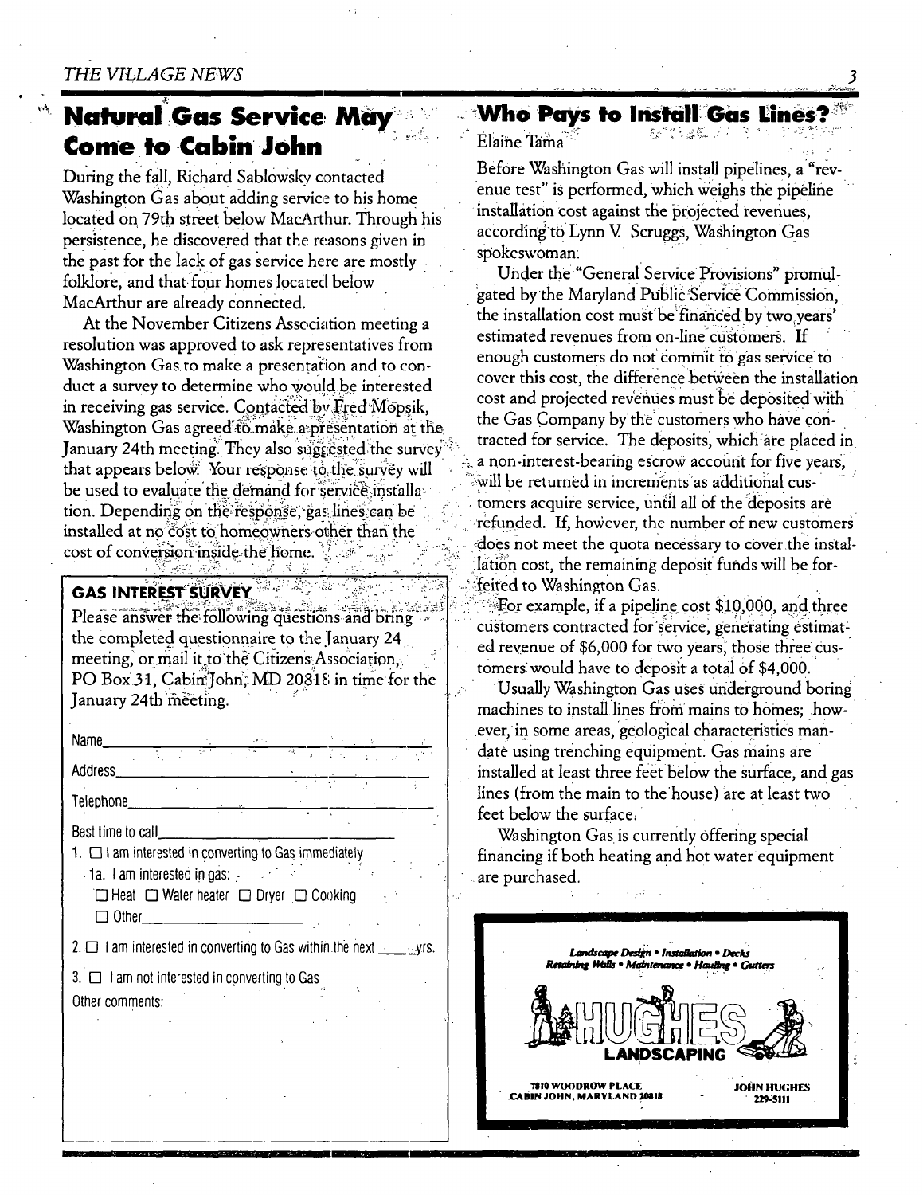## Natural Gas Service May Come to Cabin John

During the fall, Richard Sablowsky contacted Washington Gas about adding service to his home located on 79th street below MacArthur. Through his persistence, he discovered that the reasons given in the past for the lack of gas service here are mostly folklore, and that four homes located below MacArthur are already connected.

At the November Citizens Association meeting a resolution was approved to ask representatives from Washington Gas to make a presentation and to conduct a survey to determine who would be interested in receiving gas service. Contacted by Fred Mopsik, Washington Gas agreed to make a presentation at the January 24th meeting. They also suggested the survey that appears below. Your response to the survey will be used to evaluate the demand for service installation. Depending on the response, gas lines can be installed at no cost to homeowners other than the cost of conversion inside the home.

### GAS INTEREST SURVEY

Please answer the following questions and bring the completed questionnaire to the January 24 meeting, or mail it to the Citizens Association, PO Box 31, Cabin John, MD 20818 in time for the January 24th meeting.

Name\_\_\_\_\_\_\_\_\_\_\_\_\_\_\_\_\_\_\_\_

Address\_\_\_\_\_\_\_\_\_\_\_\_\_\_\_\_\_\_\_\_

Telephone\_\_\_\_\_\_\_\_\_\_\_\_\_\_\_\_\_\_\_\_

Best time to call\_\_\_\_\_\_\_\_\_\_\_\_\_\_\_\_\_\_\_\_

1. ☐ I am interested in converting to Gas immediately
   1a. I am interested in gas:
   ☐ Heat ☐ Water heater ☐ Dryer ☐ Cooking
   ☐ Other\_\_\_\_\_\_\_\_\_\_\_\_\_\_\_\_\_\_\_\_
2. ☐ I am interested in converting to Gas within the next \_\_\_\_\_ yrs.
3. ☐ I am not interested in converting to Gas

Other comments:

## Who Pays to Install Gas Lines?

Elaine Tama

Before Washington Gas will install pipelines, a "revenue test" is performed, which weighs the pipeline installation cost against the projected revenues, according to Lynn V. Scruggs, Washington Gas spokeswoman.

Under the "General Service Provisions" promulgated by the Maryland Public Service Commission, the installation cost must be financed by two years' estimated revenues from on-line customers. If enough customers do not commit to gas service to cover this cost, the difference between the installation cost and projected revenues must be deposited with the Gas Company by the customers who have contracted for service. The deposits, which are placed in a non-interest-bearing escrow account for five years, will be returned in increments as additional customers acquire service, until all of the deposits are refunded. If, however, the number of new customers does not meet the quota necessary to cover the installation cost, the remaining deposit funds will be forfeited to Washington Gas.

For example, if a pipeline cost $10,000, and three customers contracted for service, generating estimated revenue of $6,000 for two years, those three customers would have to deposit a total of $4,000.

Usually Washington Gas uses underground boring machines to install lines from mains to homes; however, in some areas, geological characteristics mandate using trenching equipment. Gas mains are installed at least three feet below the surface, and gas lines (from the main to the house) are at least two feet below the surface.

Washington Gas is currently offering special financing if both heating and hot water equipment are purchased.

*Landscape Design • Installation • Decks*
*Retaining Walls • Maintenance • Hauling • Gutters*

**HUGHES LANDSCAPING**

7810 WOODROW PLACE
CABIN JOHN, MARYLAND 20818

JOHN HUGHES
229-5111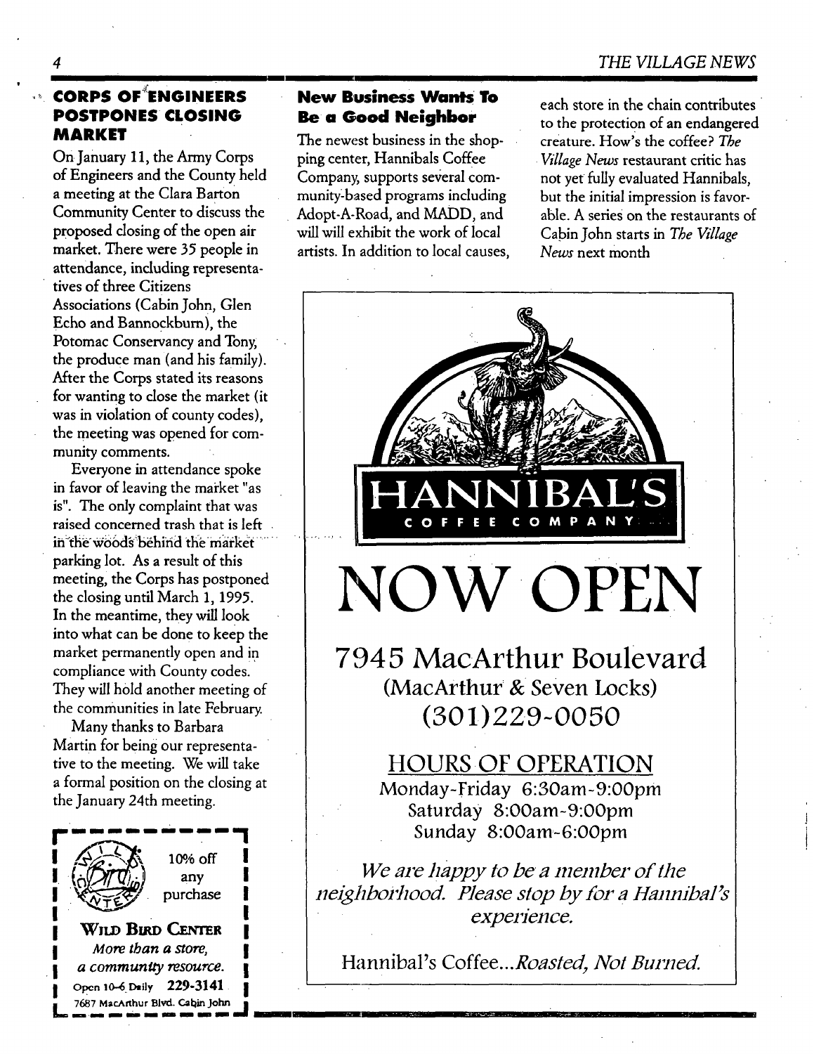## CORPS OF ENGINEERS POSTPONES CLOSING MARKET

On January 11, the Army Corps of Engineers and the County held a meeting at the Clara Barton Community Center to discuss the proposed closing of the open air market. There were 35 people in attendance, including representatives of three Citizens Associations (Cabin John, Glen Echo and Bannockburn), the Potomac Conservancy and Tony, the produce man (and his family). After the Corps stated its reasons for wanting to close the market (it was in violation of county codes), the meeting was opened for community comments.

Everyone in attendance spoke in favor of leaving the market "as is". The only complaint that was raised concerned trash that is left in the woods behind the market parking lot. As a result of this meeting, the Corps has postponed the closing until March 1, 1995. In the meantime, they will look into what can be done to keep the market permanently open and in compliance with County codes. They will hold another meeting of the communities in late February.

Many thanks to Barbara Martin for being our representative to the meeting. We will take a formal position on the closing at the January 24th meeting.

10% off any purchase

**WILD BIRD CENTER**

*More than a store, a community resource.*

Open 10-6 Daily 229-3141

7687 MacArthur Blvd. Cabin John

## New Business Wants To Be a Good Neighbor

The newest business in the shopping center, Hannibals Coffee Company, supports several community-based programs including Adopt-A-Road, and MADD, and will will exhibit the work of local artists. In addition to local causes, each store in the chain contributes to the protection of an endangered creature. How's the coffee? *The Village News* restaurant critic has not yet fully evaluated Hannibals, but the initial impression is favorable. A series on the restaurants of Cabin John starts in *The Village News* next month

HANNIBAL'S COFFEE COMPANY

# NOW OPEN

7945 MacArthur Boulevard
(MacArthur & Seven Locks)
(301)229-0050

HOURS OF OPERATION
Monday-Friday 6:30am-9:00pm
Saturday 8:00am-9:00pm
Sunday 8:00am-6:00pm

*We are happy to be a member of the neighborhood. Please stop by for a Hannibal's experience.*

Hannibal's Coffee...*Roasted, Not Burned.*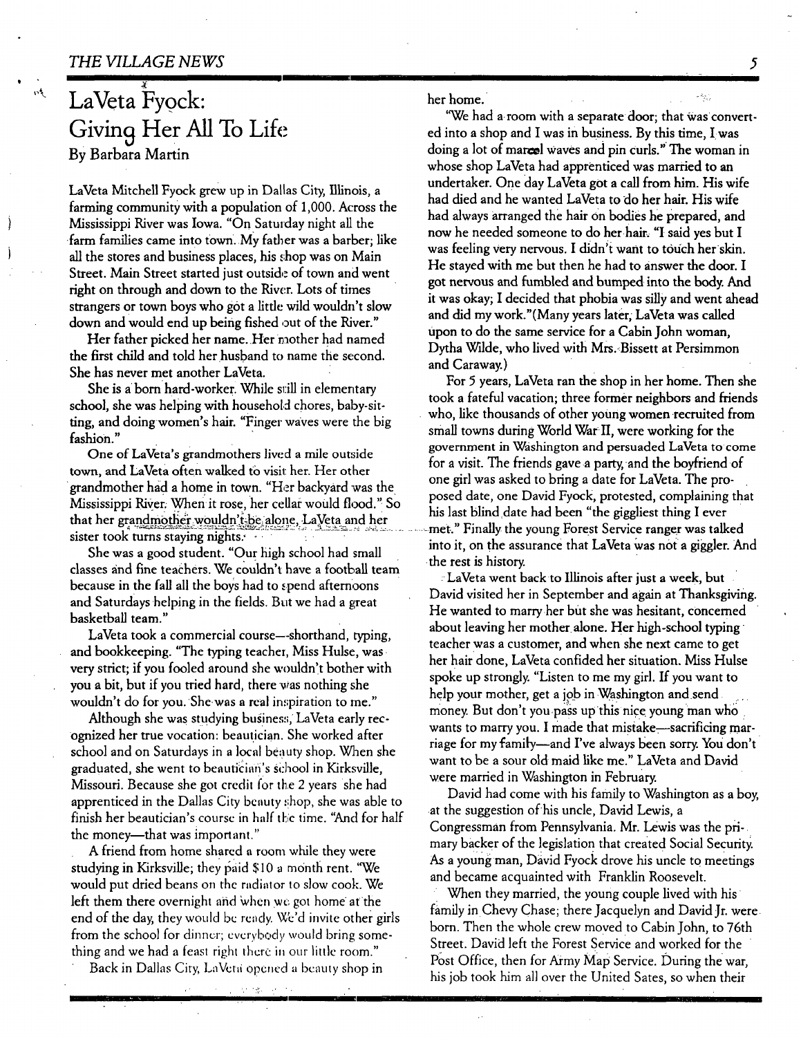# LaVeta Fyock: Giving Her All To Life

By Barbara Martin

LaVeta Mitchell Fyock grew up in Dallas City, Illinois, a farming community with a population of 1,000. Across the Mississippi River was Iowa. "On Saturday night all the farm families came into town. My father was a barber; like all the stores and business places, his shop was on Main Street. Main Street started just outside of town and went right on through and down to the River. Lots of times strangers or town boys who got a little wild wouldn't slow down and would end up being fished out of the River."

Her father picked her name. Her mother had named the first child and told her husband to name the second. She has never met another LaVeta.

She is a born hard-worker. While still in elementary school, she was helping with household chores, baby-sitting, and doing women's hair. "Finger waves were the big fashion."

One of LaVeta's grandmothers lived a mile outside town, and LaVeta often walked to visit her. Her other grandmother had a home in town. "Her backyard was the Mississippi River. When it rose, her cellar would flood." So that her grandmother wouldn't be alone, LaVeta and her sister took turns staying nights.

She was a good student. "Our high school had small classes and fine teachers. We couldn't have a football team because in the fall all the boys had to spend afternoons and Saturdays helping in the fields. But we had a great basketball team."

LaVeta took a commercial course—shorthand, typing, and bookkeeping. "The typing teacher, Miss Hulse, was very strict; if you fooled around she wouldn't bother with you a bit, but if you tried hard, there was nothing she wouldn't do for you. She was a real inspiration to me."

Although she was studying business, LaVeta early recognized her true vocation: beautician. She worked after school and on Saturdays in a local beauty shop. When she graduated, she went to beautician's school in Kirksville, Missouri. Because she got credit for the 2 years she had apprenticed in the Dallas City beauty shop, she was able to finish her beautician's course in half the time. "And for half the money—that was important."

A friend from home shared a room while they were studying in Kirksville; they paid $10 a month rent. "We would put dried beans on the radiator to slow cook. We left them there overnight and when we got home at the end of the day, they would be ready. We'd invite other girls from the school for dinner; everybody would bring something and we had a feast right there in our little room."

Back in Dallas City, LaVeta opened a beauty shop in her home.

"We had a room with a separate door; that was converted into a shop and I was in business. By this time, I was doing a lot of marcel waves and pin curls." The woman in whose shop LaVeta had apprenticed was married to an undertaker. One day LaVeta got a call from him. His wife had died and he wanted LaVeta to do her hair. His wife had always arranged the hair on bodies he prepared, and now he needed someone to do her hair. "I said yes but I was feeling very nervous. I didn't want to touch her skin. He stayed with me but then he had to answer the door. I got nervous and fumbled and bumped into the body. And it was okay; I decided that phobia was silly and went ahead and did my work."(Many years later, LaVeta was called upon to do the same service for a Cabin John woman, Dytha Wilde, who lived with Mrs. Bissett at Persimmon and Caraway.)

For 5 years, LaVeta ran the shop in her home. Then she took a fateful vacation; three former neighbors and friends who, like thousands of other young women recruited from small towns during World War II, were working for the government in Washington and persuaded LaVeta to come for a visit. The friends gave a party, and the boyfriend of one girl was asked to bring a date for LaVeta. The proposed date, one David Fyock, protested, complaining that his last blind date had been "the giggliest thing I ever met." Finally the young Forest Service ranger was talked into it, on the assurance that LaVeta was not a giggler. And the rest is history.

LaVeta went back to Illinois after just a week, but David visited her in September and again at Thanksgiving. He wanted to marry her but she was hesitant, concerned about leaving her mother alone. Her high-school typing teacher was a customer, and when she next came to get her hair done, LaVeta confided her situation. Miss Hulse spoke up strongly. "Listen to me my girl. If you want to help your mother, get a job in Washington and send money. But don't you pass up this nice young man who wants to marry you. I made that mistake—sacrificing marriage for my family—and I've always been sorry. You don't want to be a sour old maid like me." LaVeta and David were married in Washington in February.

David had come with his family to Washington as a boy, at the suggestion of his uncle, David Lewis, a Congressman from Pennsylvania. Mr. Lewis was the primary backer of the legislation that created Social Security. As a young man, David Fyock drove his uncle to meetings and became acquainted with Franklin Roosevelt.

When they married, the young couple lived with his family in Chevy Chase; there Jacquelyn and David Jr. were born. Then the whole crew moved to Cabin John, to 76th Street. David left the Forest Service and worked for the Post Office, then for Army Map Service. During the war, his job took him all over the United Sates, so when their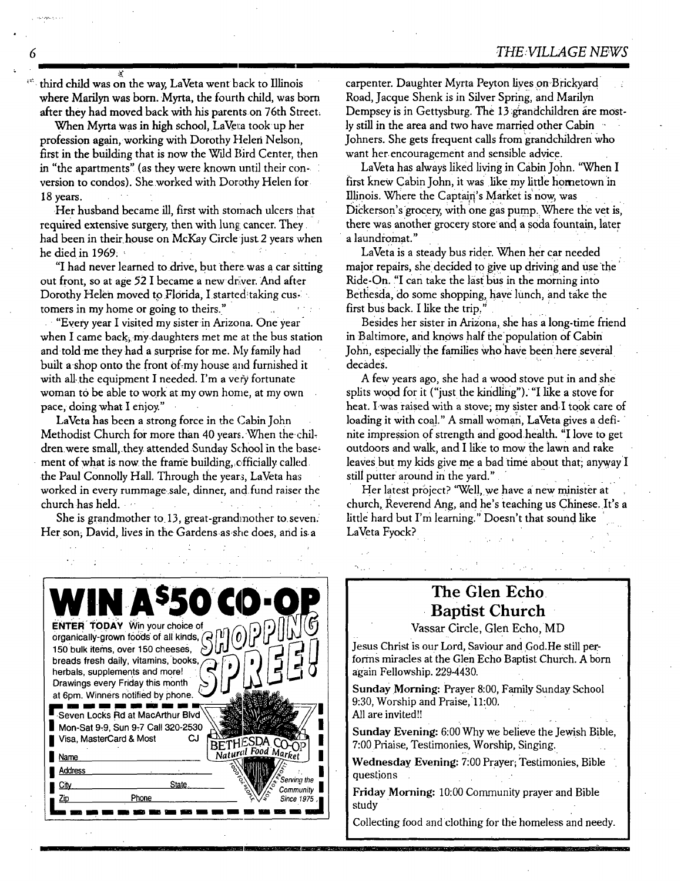third child was on the way, LaVeta went back to Illinois where Marilyn was born. Myrta, the fourth child, was born after they had moved back with his parents on 76th Street.

When Myrta was in high school, LaVeta took up her profession again, working with Dorothy Helen Nelson, first in the building that is now the Wild Bird Center, then in "the apartments" (as they were known until their conversion to condos). She worked with Dorothy Helen for 18 years.

Her husband became ill, first with stomach ulcers that required extensive surgery, then with lung cancer. They had been in their house on McKay Circle just 2 years when he died in 1969.

"I had never learned to drive, but there was a car sitting out front, so at age 52 I became a new driver. And after Dorothy Helen moved to Florida, I started taking customers in my home or going to theirs."

"Every year I visited my sister in Arizona. One year when I came back, my daughters met me at the bus station and told me they had a surprise for me. My family had built a shop onto the front of my house and furnished it with all the equipment I needed. I'm a very fortunate woman to be able to work at my own home, at my own pace, doing what I enjoy."

LaVeta has been a strong force in the Cabin John Methodist Church for more than 40 years. When the children were small, they attended Sunday School in the basement of what is now the frame building, officially called the Paul Connolly Hall. Through the years, LaVeta has worked in every rummage sale, dinner, and fund raiser the church has held.

She is grandmother to 13, great-grandmother to seven. Her son, David, lives in the Gardens as she does, and is a carpenter. Daughter Myrta Peyton lives on Brickyard Road, Jacque Shenk is in Silver Spring, and Marilyn Dempsey is in Gettysburg. The 13 grandchildren are mostly still in the area and two have married other Cabin Johners. She gets frequent calls from grandchildren who want her encouragement and sensible advice.

LaVeta has always liked living in Cabin John. "When I first knew Cabin John, it was like my little hometown in Illinois. Where the Captain's Market is now, was Dickerson's grocery, with one gas pump. Where the vet is, there was another grocery store and a soda fountain, later a laundromat."

LaVeta is a steady bus rider. When her car needed major repairs, she decided to give up driving and use the Ride-On. "I can take the last bus in the morning into Bethesda, do some shopping, have lunch, and take the first bus back. I like the trip."

Besides her sister in Arizona, she has a long-time friend in Baltimore, and knows half the population of Cabin John, especially the families who have been here several decades.

A few years ago, she had a wood stove put in and she splits wood for it ("just the kindling"). "I like a stove for heat. I was raised with a stove; my sister and I took care of loading it with coal." A small woman, LaVeta gives a definite impression of strength and good health. "I love to get outdoors and walk, and I like to mow the lawn and rake leaves but my kids give me a bad time about that; anyway I still putter around in the yard."

Her latest project? "Well, we have a new minister at church, Reverend Ang, and he's teaching us Chinese. It's a little hard but I'm learning." Doesn't that sound like LaVeta Fyock?

---

# WIN A $50 CO-OP SHOPPING SPREE!

**ENTER TODAY** Win your choice of organically-grown foods of all kinds, 150 bulk items, over 150 cheeses, breads fresh daily, vitamins, books, herbals, supplements and more! Drawings every Friday this month at 6pm. Winners notified by phone.

Seven Locks Rd at MacArthur Blvd
Mon-Sat 9-9, Sun 9-7 Call 320-2530
Visa, MasterCard & Most CJ

Name
Address
City State
Zip Phone

BETHESDA CO-OP Natural Food Market — Food for People, Not for Profit — Serving the Community Since 1975

---

## The Glen Echo Baptist Church

Vassar Circle, Glen Echo, MD

Jesus Christ is our Lord, Saviour and God. He still performs miracles at the Glen Echo Baptist Church. A born again Fellowship. 229-4430.

**Sunday Morning:** Prayer 8:00, Family Sunday School 9:30, Worship and Praise, 11:00.
All are invited!!

**Sunday Evening:** 6:00 Why we believe the Jewish Bible, 7:00 Priaise, Testimonies, Worship, Singing.

**Wednesday Evening:** 7:00 Prayer, Testimonies, Bible questions

**Friday Morning:** 10:00 Community prayer and Bible study

Collecting food and clothing for the homeless and needy.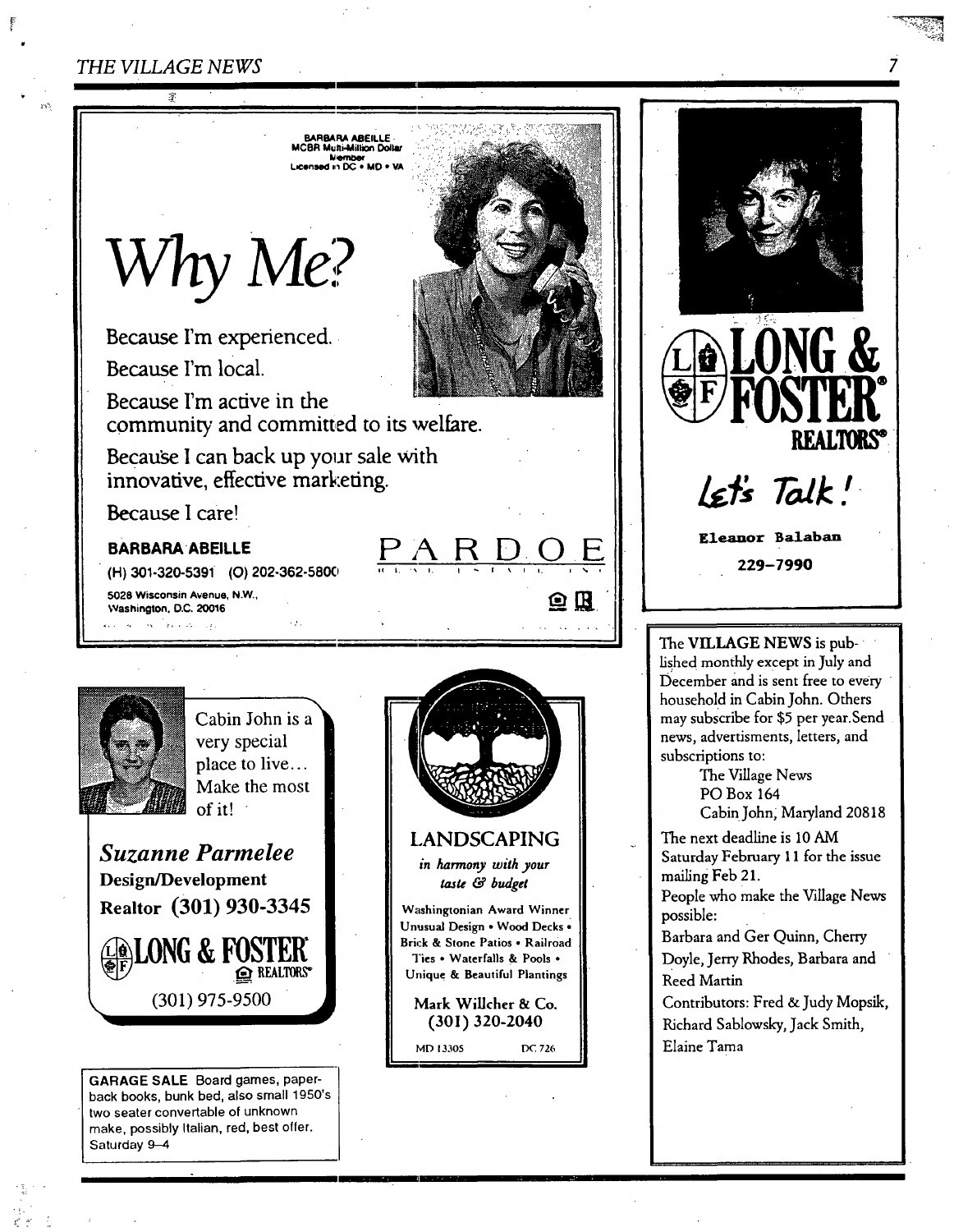BARBARA ABEILLE
MCBR Multi-Million Dollar Member
Licensed in DC • MD • VA

# Why Me?

Because I'm experienced.

Because I'm local.

Because I'm active in the community and committed to its welfare.

Because I can back up your sale with innovative, effective marketing.

Because I care!

**BARBARA ABEILLE**

(H) 301-320-5391 (O) 202-362-5800

5028 Wisconsin Avenue, N.W.,
Washington, D.C. 20016

PARDOE

---

**LONG & FOSTER REALTORS®**

*Let's Talk!*

**Eleanor Balaban**

**229-7990**

---

The **VILLAGE NEWS** is published monthly except in July and December and is sent free to every household in Cabin John. Others may subscribe for $5 per year. Send news, advertisments, letters, and subscriptions to:

The Village News
PO Box 164
Cabin John, Maryland 20818

The next deadline is 10 AM Saturday February 11 for the issue mailing Feb 21.

People who make the Village News possible:

Barbara and Ger Quinn, Cherry Doyle, Jerry Rhodes, Barbara and Reed Martin

Contributors: Fred & Judy Mopsik, Richard Sablowsky, Jack Smith, Elaine Tama

---

Cabin John is a very special place to live... Make the most of it!

***Suzanne Parmelee***

**Design/Development**

**Realtor (301) 930-3345**

**LONG & FOSTER REALTORS®**

(301) 975-9500

---

LANDSCAPING

*in harmony with your taste & budget*

Washingtonian Award Winner
Unusual Design • Wood Decks • Brick & Stone Patios • Railroad Ties • Waterfalls & Pools • Unique & Beautiful Plantings

Mark Willcher & Co.
(301) 320-2040

MD 13305 DC 726

---

**GARAGE SALE** Board games, paperback books, bunk bed, also small 1950's two seater convertable of unknown make, possibly Italian, red, best offer. Saturday 9–4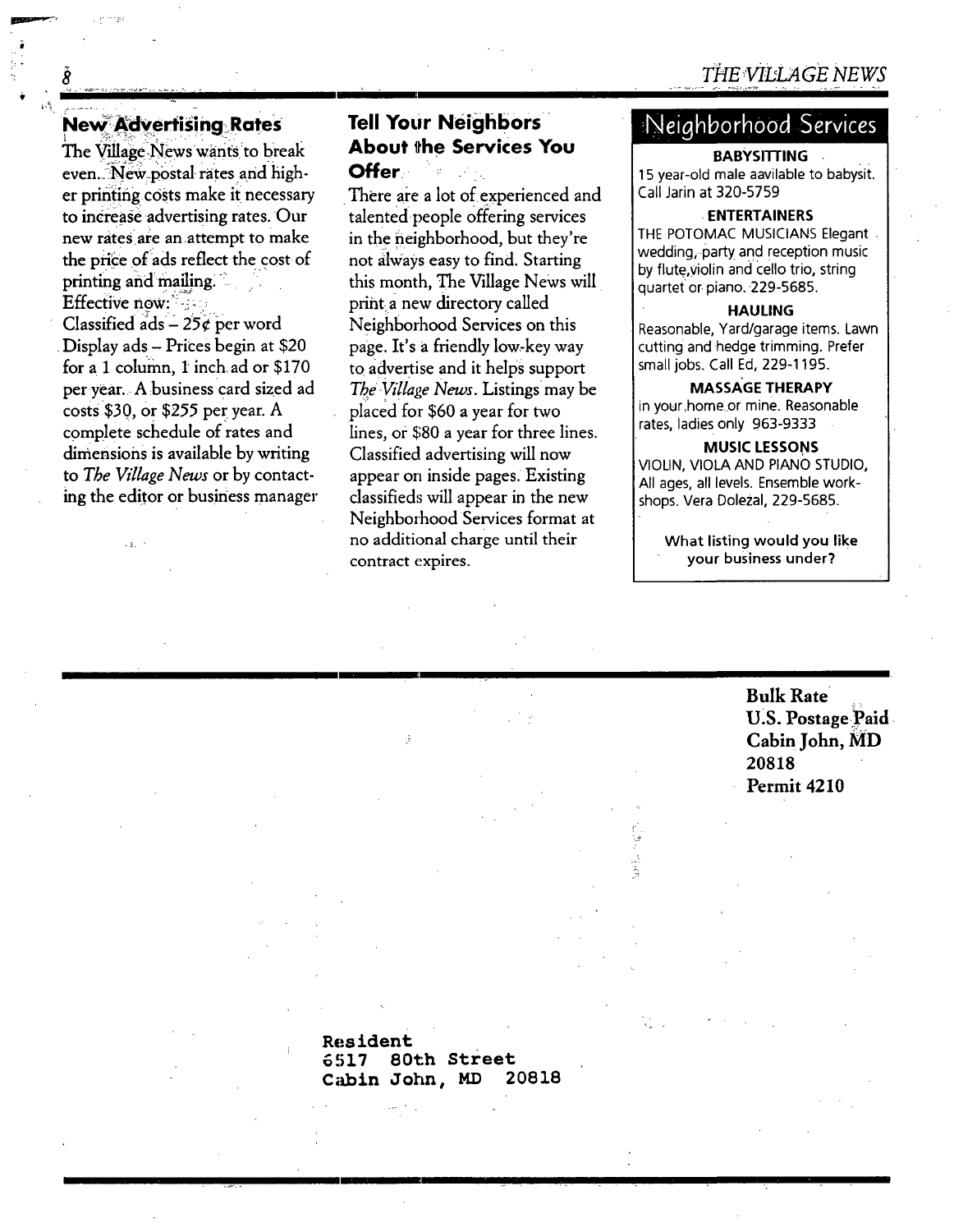## New Advertising Rates

The Village News wants to break even. New postal rates and higher printing costs make it necessary to increase advertising rates. Our new rates are an attempt to make the price of ads reflect the cost of printing and mailing.

Effective now:

Classified ads – 25¢ per word

Display ads – Prices begin at $20 for a 1 column, 1 inch ad or $170 per year. A business card sized ad costs $30, or $255 per year. A complete schedule of rates and dimensions is available by writing to *The Village News* or by contacting the editor or business manager

## Tell Your Neighbors About the Services You Offer

There are a lot of experienced and talented people offering services in the neighborhood, but they're not always easy to find. Starting this month, The Village News will print a new directory called Neighborhood Services on this page. It's a friendly low-key way to advertise and it helps support *The Village News*. Listings may be placed for $60 a year for two lines, or $80 a year for three lines. Classified advertising will now appear on inside pages. Existing classifieds will appear in the new Neighborhood Services format at no additional charge until their contract expires.

## Neighborhood Services

**BABYSITTING**

15 year-old male aavilable to babysit. Call Jarin at 320-5759

**ENTERTAINERS**

THE POTOMAC MUSICIANS Elegant wedding, party and reception music by flute,violin and cello trio, string quartet or piano. 229-5685.

**HAULING**

Reasonable, Yard/garage items. Lawn cutting and hedge trimming. Prefer small jobs. Call Ed, 229-1195.

**MASSAGE THERAPY**

in your home or mine. Reasonable rates, ladies only 963-9333

**MUSIC LESSONS**

VIOLIN, VIOLA AND PIANO STUDIO, All ages, all levels. Ensemble workshops. Vera Dolezal, 229-5685.

**What listing would you like your business under?**

---

**Bulk Rate**
**U.S. Postage Paid**
**Cabin John, MD**
**20818**
**Permit 4210**

**Resident**
**6517 80th Street**
**Cabin John, MD 20818**